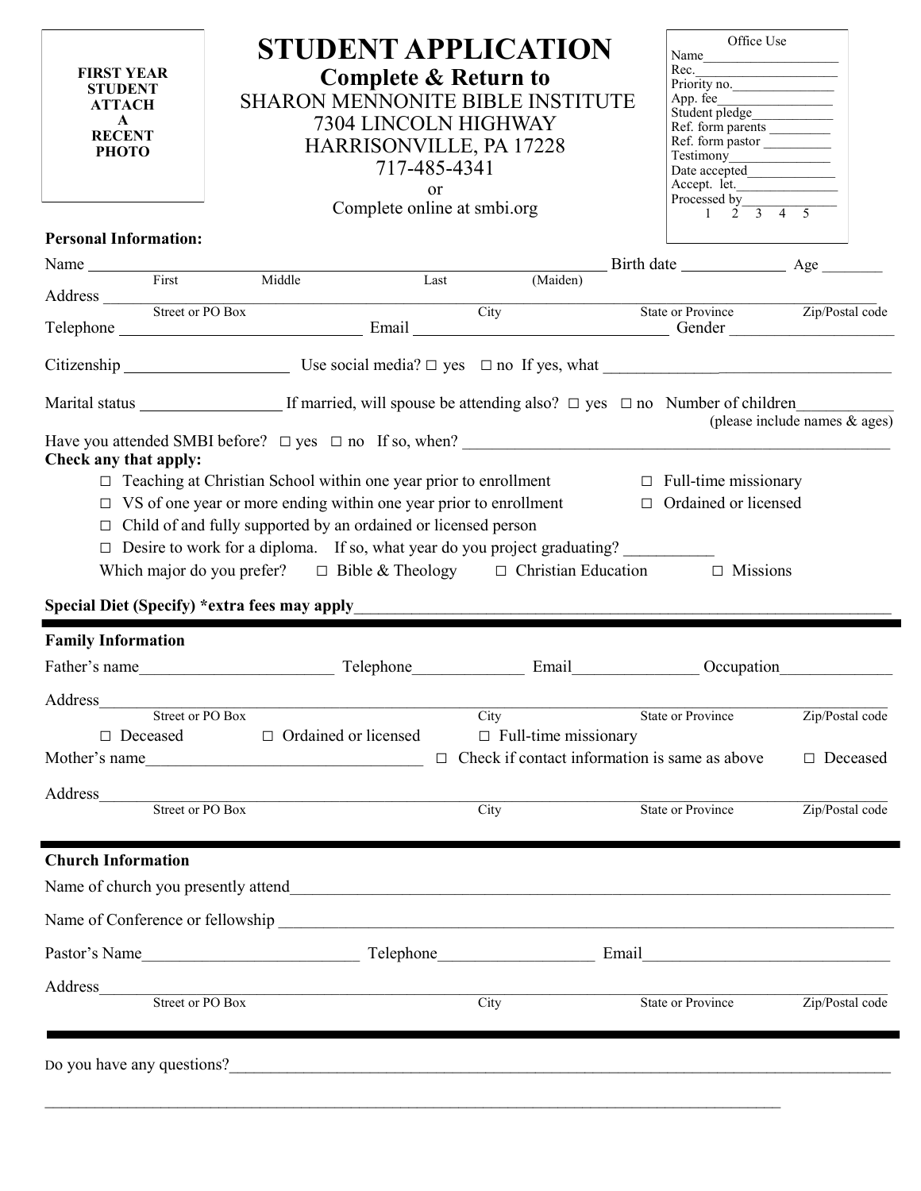FIRST YEAR STUDENT ATTACH A RECENT PHOTO

# STUDENT APPLICATION

## Complete & Return to

SHARON MENNONITE BIBLE INSTITUTE
7304 LINCOLN HIGHWAY
HARRISONVILLE, PA 17228
717-485-4341
or
Complete online at smbi.org

Office Use
Name____________________
Rec.____________________
Priority no.______________
App. fee_________________
Student pledge___________
Ref. form parents _________
Ref. form pastor __________
Testimony_______________
Date accepted____________
Accept. let.______________
Processed by_____________
1 2 3 4 5

**Personal Information:**

Name ______________________________ Birth date ____________ Age _______
First Middle Last (Maiden)

Address ______________________________________________________________
Street or PO Box City State or Province Zip/Postal code

Telephone ____________________ Email ____________________ Gender ____________________

Citizenship ____________________ Use social media? ☐ yes ☐ no If yes, what ____________________

Marital status ________________ If married, will spouse be attending also? ☐ yes ☐ no Number of children___________
(please include names & ages)

Have you attended SMBI before? ☐ yes ☐ no If so, when? ____________________

**Check any that apply:**

☐ Teaching at Christian School within one year prior to enrollment ☐ Full-time missionary
☐ VS of one year or more ending within one year prior to enrollment ☐ Ordained or licensed
☐ Child of and fully supported by an ordained or licensed person
☐ Desire to work for a diploma. If so, what year do you project graduating? __________
Which major do you prefer? ☐ Bible & Theology ☐ Christian Education ☐ Missions

**Special Diet (Specify) *extra fees may apply**____________________

**Family Information**

Father's name______________________ Telephone_____________ Email______________ Occupation_____________

Address______________________________________________________________
Street or PO Box City State or Province Zip/Postal code

☐ Deceased ☐ Ordained or licensed ☐ Full-time missionary

Mother's name______________________________ ☐ Check if contact information is same as above ☐ Deceased

Address______________________________________________________________
Street or PO Box City State or Province Zip/Postal code

**Church Information**

Name of church you presently attend____________________

Name of Conference or fellowship ____________________

Pastor's Name________________________ Telephone_________________ Email____________________

Address______________________________________________________________
Street or PO Box City State or Province Zip/Postal code

Do you have any questions?____________________

______________________________________________________________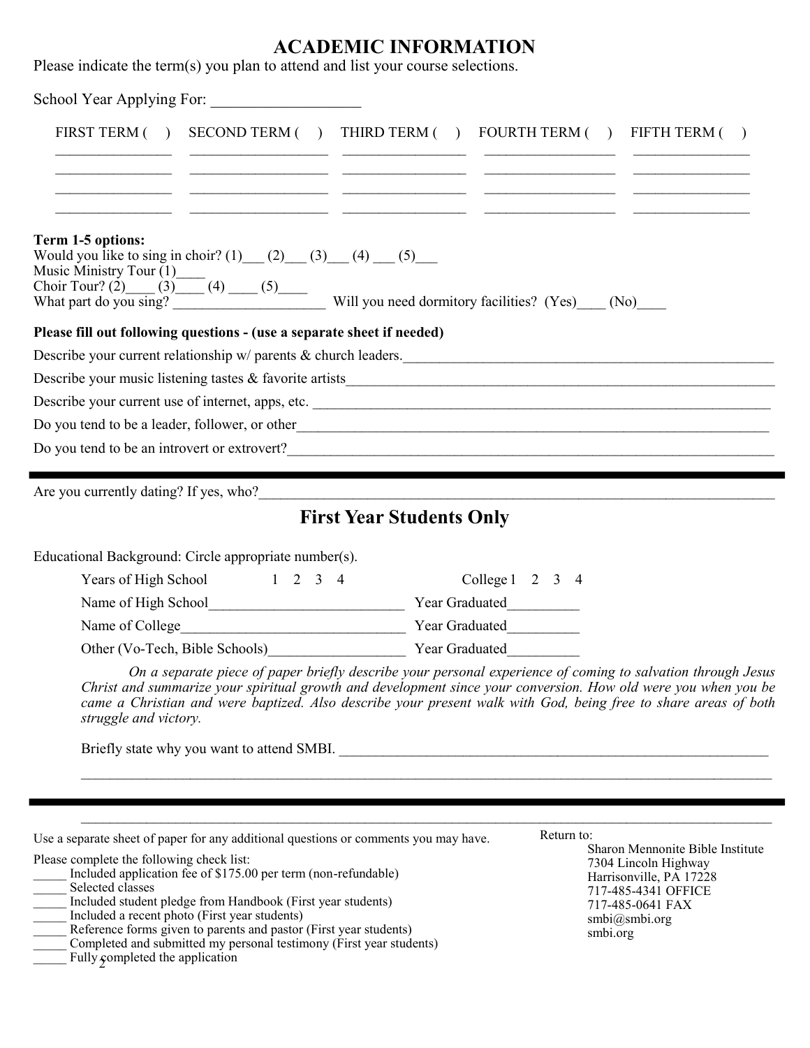# ACADEMIC INFORMATION

Please indicate the term(s) you plan to attend and list your course selections.

School Year Applying For: ___________________

| FIRST TERM ( ) | SECOND TERM ( ) | THIRD TERM ( ) | FOURTH TERM ( ) | FIFTH TERM ( ) |
|---|---|---|---|---|
| ________________ | ____________________ | _________________ | __________________ | ________________ |
| ________________ | ____________________ | _________________ | __________________ | ________________ |
| ________________ | ____________________ | _________________ | __________________ | ________________ |
| ________________ | ____________________ | _________________ | __________________ | ________________ |

**Term 1-5 options:**
Would you like to sing in choir? (1)___ (2)___ (3)___ (4) ___ (5)___
Music Ministry Tour (1)____
Choir Tour? (2)____ (3)____ (4) ____ (5)____
What part do you sing? _____________________ Will you need dormitory facilities? (Yes)____ (No)____

**Please fill out following questions - (use a separate sheet if needed)**

Describe your current relationship w/ parents & church leaders.______________________________________________________

Describe your music listening tastes & favorite artists______________________________________________________________

Describe your current use of internet, apps, etc. __________________________________________________________________

Do you tend to be a leader, follower, or other____________________________________________________________________

Do you tend to be an introvert or extrovert?_____________________________________________________________________

---

Are you currently dating? If yes, who?_________________________________________________________________________

## First Year Students Only

Educational Background: Circle appropriate number(s).

Years of High School 1 2 3 4 College 1 2 3 4

Name of High School___________________________ Year Graduated_________

Name of College______________________________ Year Graduated_________

Other (Vo-Tech, Bible Schools)___________________ Year Graduated_________

*On a separate piece of paper briefly describe your personal experience of coming to salvation through Jesus Christ and summarize your spiritual growth and development since your conversion. How old were you when you be came a Christian and were baptized. Also describe your present walk with God, being free to share areas of both struggle and victory.*

Briefly state why you want to attend SMBI. ______________________________________________________________

_____________________________________________________________________________________________

---

_____________________________________________________________________________________________

Use a separate sheet of paper for any additional questions or comments you may have.

Please complete the following check list:
_____ Included application fee of $175.00 per term (non-refundable)
_____ Selected classes
_____ Included student pledge from Handbook (First year students)
_____ Included a recent photo (First year students)
_____ Reference forms given to parents and pastor (First year students)
_____ Completed and submitted my personal testimony (First year students)
_____ Fully completed the application

Return to:
Sharon Mennonite Bible Institute
7304 Lincoln Highway
Harrisonville, PA 17228
717-485-4341 OFFICE
717-485-0641 FAX
smbi@smbi.org
smbi.org